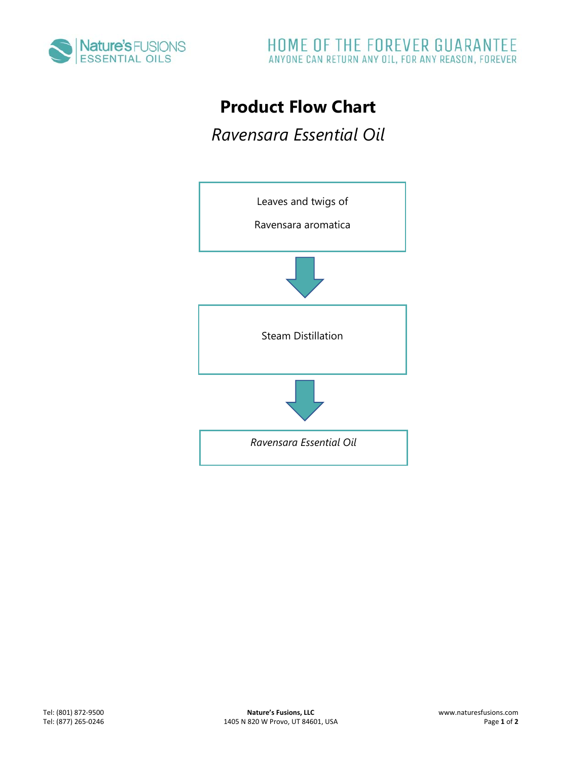# Product Flow Chart

## *Ravensara Essential Oil*

Leaves and twigs of

Ravensara aromatica

↓

Steam Distillation

↓

*Ravensara Essential Oil*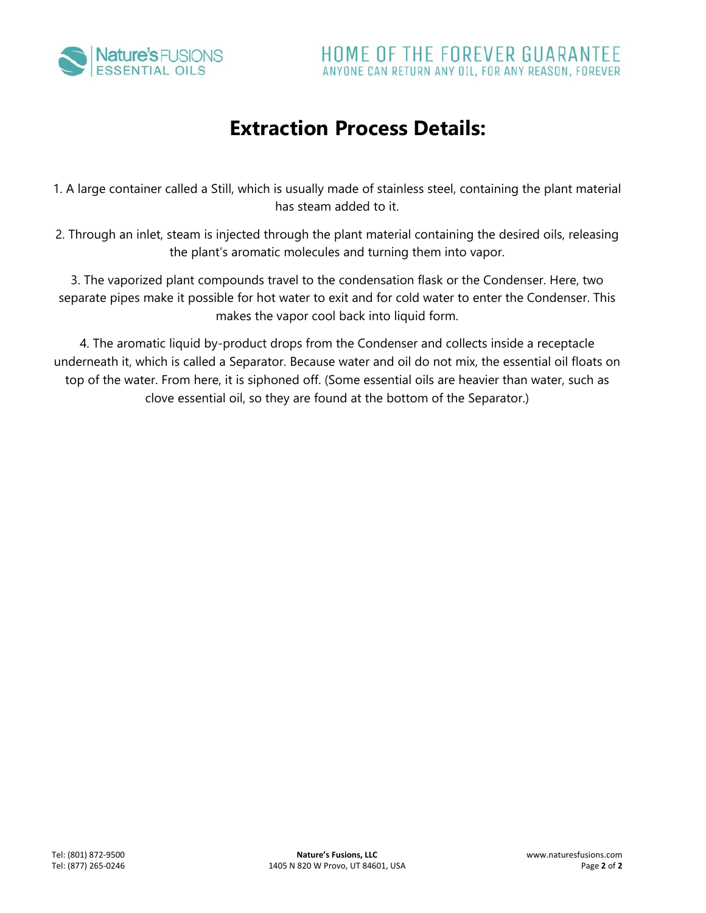# Extraction Process Details:

1. A large container called a Still, which is usually made of stainless steel, containing the plant material has steam added to it.

2. Through an inlet, steam is injected through the plant material containing the desired oils, releasing the plant's aromatic molecules and turning them into vapor.

3. The vaporized plant compounds travel to the condensation flask or the Condenser. Here, two separate pipes make it possible for hot water to exit and for cold water to enter the Condenser. This makes the vapor cool back into liquid form.

4. The aromatic liquid by-product drops from the Condenser and collects inside a receptacle underneath it, which is called a Separator. Because water and oil do not mix, the essential oil floats on top of the water. From here, it is siphoned off. (Some essential oils are heavier than water, such as clove essential oil, so they are found at the bottom of the Separator.)